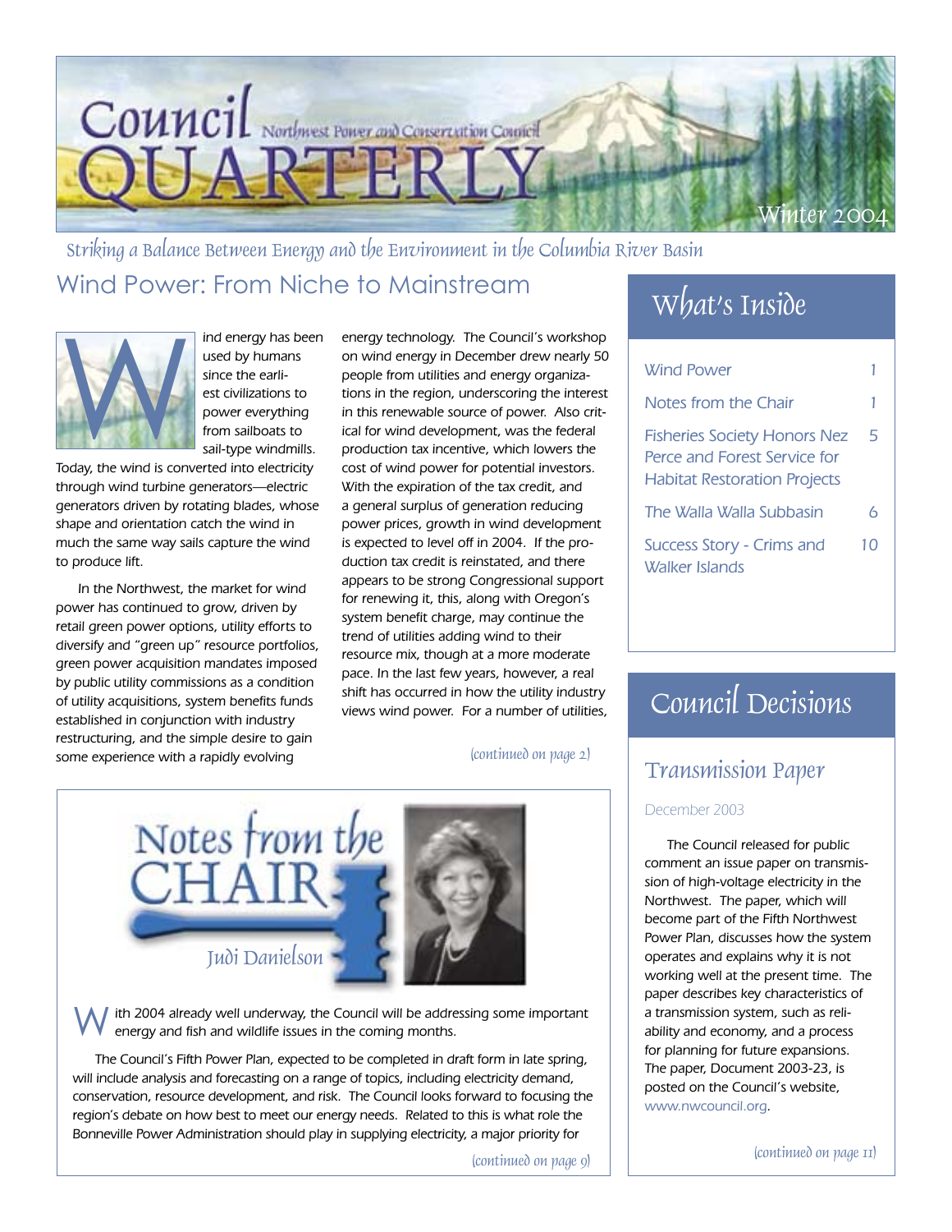# Council QUARTERLY

Northwest Power and Conservation Council

Winter 2004

*Striking a Balance Between Energy and the Environment in the Columbia River Basin*

## Wind Power: From Niche to Mainstream

Wind energy has been used by humans since the earliest civilizations to power everything from sailboats to sail-type windmills. Today, the wind is converted into electricity through wind turbine generators—electric generators driven by rotating blades, whose shape and orientation catch the wind in much the same way sails capture the wind to produce lift.

In the Northwest, the market for wind power has continued to grow, driven by retail green power options, utility efforts to diversify and "green up" resource portfolios, green power acquisition mandates imposed by public utility commissions as a condition of utility acquisitions, system benefits funds established in conjunction with industry restructuring, and the simple desire to gain some experience with a rapidly evolving energy technology. The Council's workshop on wind energy in December drew nearly 50 people from utilities and energy organizations in the region, underscoring the interest in this renewable source of power. Also critical for wind development, was the federal production tax incentive, which lowers the cost of wind power for potential investors. With the expiration of the tax credit, and a general surplus of generation reducing power prices, growth in wind development is expected to level off in 2004. If the production tax credit is reinstated, and there appears to be strong Congressional support for renewing it, this, along with Oregon's system benefit charge, may continue the trend of utilities adding wind to their resource mix, though at a more moderate pace. In the last few years, however, a real shift has occurred in how the utility industry views wind power. For a number of utilities,

*(continued on page 2)*

## Notes from the CHAIR

Judi Danielson

With 2004 already well underway, the Council will be addressing some important energy and fish and wildlife issues in the coming months.

The Council's Fifth Power Plan, expected to be completed in draft form in late spring, will include analysis and forecasting on a range of topics, including electricity demand, conservation, resource development, and risk. The Council looks forward to focusing the region's debate on how best to meet our energy needs. Related to this is what role the Bonneville Power Administration should play in supplying electricity, a major priority for

*(continued on page 9)*

## What's Inside

| | |
|---|---|
| Wind Power | 1 |
| Notes from the Chair | 1 |
| Fisheries Society Honors Nez Perce and Forest Service for Habitat Restoration Projects | 5 |
| The Walla Walla Subbasin | 6 |
| Success Story - Crims and Walker Islands | 10 |

## Council Decisions

### Transmission Paper

December 2003

The Council released for public comment an issue paper on transmission of high-voltage electricity in the Northwest. The paper, which will become part of the Fifth Northwest Power Plan, discusses how the system operates and explains why it is not working well at the present time. The paper describes key characteristics of a transmission system, such as reliability and economy, and a process for planning for future expansions. The paper, Document 2003-23, is posted on the Council's website, www.nwcouncil.org.

*(continued on page 11)*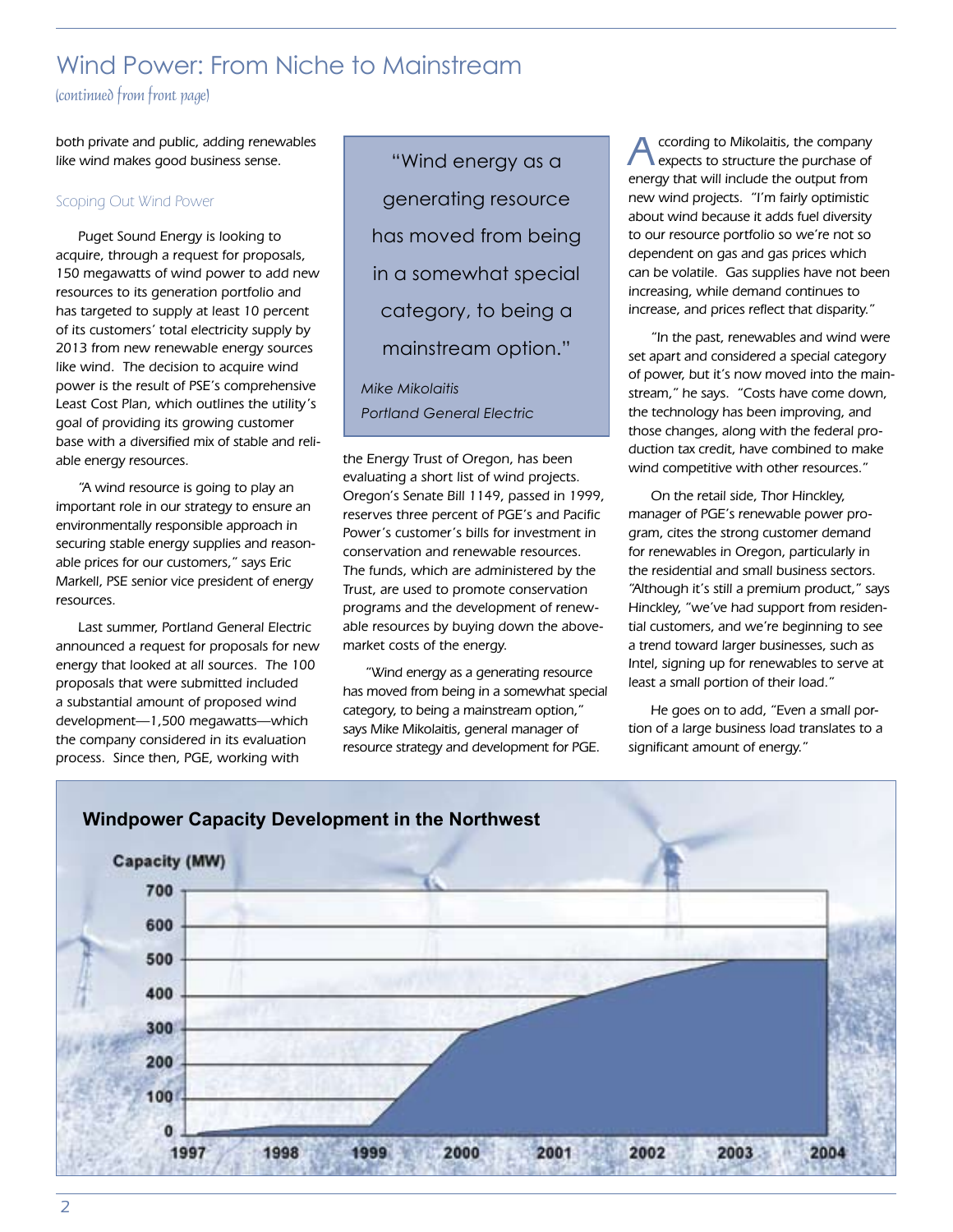# Wind Power: From Niche to Mainstream

*(continued from front page)*

both private and public, adding renewables like wind makes good business sense.

## Scoping Out Wind Power

Puget Sound Energy is looking to acquire, through a request for proposals, 150 megawatts of wind power to add new resources to its generation portfolio and has targeted to supply at least 10 percent of its customers' total electricity supply by 2013 from new renewable energy sources like wind. The decision to acquire wind power is the result of PSE's comprehensive Least Cost Plan, which outlines the utility's goal of providing its growing customer base with a diversified mix of stable and reliable energy resources.

"A wind resource is going to play an important role in our strategy to ensure an environmentally responsible approach in securing stable energy supplies and reasonable prices for our customers," says Eric Markell, PSE senior vice president of energy resources.

Last summer, Portland General Electric announced a request for proposals for new energy that looked at all sources. The 100 proposals that were submitted included a substantial amount of proposed wind development—1,500 megawatts—which the company considered in its evaluation process. Since then, PGE, working with the Energy Trust of Oregon, has been evaluating a short list of wind projects. Oregon's Senate Bill 1149, passed in 1999, reserves three percent of PGE's and Pacific Power's customer's bills for investment in conservation and renewable resources. The funds, which are administered by the Trust, are used to promote conservation programs and the development of renewable resources by buying down the above-market costs of the energy.

> "Wind energy as a generating resource has moved from being in a somewhat special category, to being a mainstream option."
>
> *Mike Mikolaitis*
> *Portland General Electric*

"Wind energy as a generating resource has moved from being in a somewhat special category, to being a mainstream option," says Mike Mikolaitis, general manager of resource strategy and development for PGE.

According to Mikolaitis, the company expects to structure the purchase of energy that will include the output from new wind projects. "I'm fairly optimistic about wind because it adds fuel diversity to our resource portfolio so we're not so dependent on gas and gas prices which can be volatile. Gas supplies have not been increasing, while demand continues to increase, and prices reflect that disparity."

"In the past, renewables and wind were set apart and considered a special category of power, but it's now moved into the mainstream," he says. "Costs have come down, the technology has been improving, and those changes, along with the federal production tax credit, have combined to make wind competitive with other resources."

On the retail side, Thor Hinckley, manager of PGE's renewable power program, cites the strong customer demand for renewables in Oregon, particularly in the residential and small business sectors. "Although it's still a premium product," says Hinckley, "we've had support from residential customers, and we're beginning to see a trend toward larger businesses, such as Intel, signing up for renewables to serve at least a small portion of their load."

He goes on to add, "Even a small portion of a large business load translates to a significant amount of energy."

**Windpower Capacity Development in the Northwest**

Capacity (MW): 0–700; Years: 1997, 1998, 1999, 2000, 2001, 2002, 2003, 2004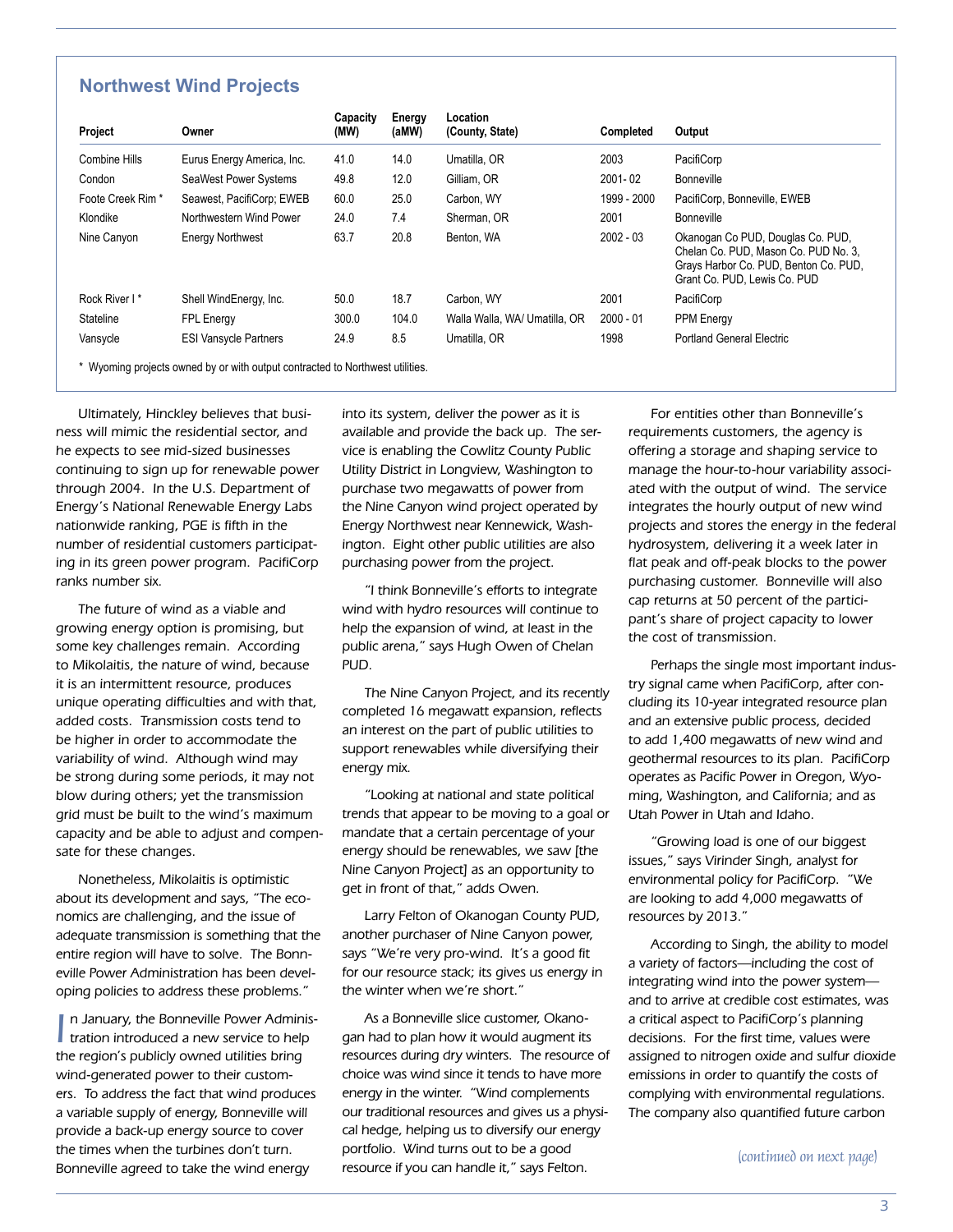## Northwest Wind Projects

| Project | Owner | Capacity (MW) | Energy (aMW) | Location (County, State) | Completed | Output |
|---|---|---|---|---|---|---|
| Combine Hills | Eurus Energy America, Inc. | 41.0 | 14.0 | Umatilla, OR | 2003 | PacifiCorp |
| Condon | SeaWest Power Systems | 49.8 | 12.0 | Gilliam, OR | 2001- 02 | Bonneville |
| Foote Creek Rim * | Seawest, PacifiCorp; EWEB | 60.0 | 25.0 | Carbon, WY | 1999 - 2000 | PacifiCorp, Bonneville, EWEB |
| Klondike | Northwestern Wind Power | 24.0 | 7.4 | Sherman, OR | 2001 | Bonneville |
| Nine Canyon | Energy Northwest | 63.7 | 20.8 | Benton, WA | 2002 - 03 | Okanogan Co PUD, Douglas Co. PUD, Chelan Co. PUD, Mason Co. PUD No. 3, Grays Harbor Co. PUD, Benton Co. PUD, Grant Co. PUD, Lewis Co. PUD |
| Rock River I * | Shell WindEnergy, Inc. | 50.0 | 18.7 | Carbon, WY | 2001 | PacifiCorp |
| Stateline | FPL Energy | 300.0 | 104.0 | Walla Walla, WA/ Umatilla, OR | 2000 - 01 | PPM Energy |
| Vansycle | ESI Vansycle Partners | 24.9 | 8.5 | Umatilla, OR | 1998 | Portland General Electric |

* Wyoming projects owned by or with output contracted to Northwest utilities.

Ultimately, Hinckley believes that business will mimic the residential sector, and he expects to see mid-sized businesses continuing to sign up for renewable power through 2004. In the U.S. Department of Energy's National Renewable Energy Labs nationwide ranking, PGE is fifth in the number of residential customers participating in its green power program. PacifiCorp ranks number six.

The future of wind as a viable and growing energy option is promising, but some key challenges remain. According to Mikolaitis, the nature of wind, because it is an intermittent resource, produces unique operating difficulties and with that, added costs. Transmission costs tend to be higher in order to accommodate the variability of wind. Although wind may be strong during some periods, it may not blow during others; yet the transmission grid must be built to the wind's maximum capacity and be able to adjust and compensate for these changes.

Nonetheless, Mikolaitis is optimistic about its development and says, "The economics are challenging, and the issue of adequate transmission is something that the entire region will have to solve. The Bonneville Power Administration has been developing policies to address these problems."

In January, the Bonneville Power Administration introduced a new service to help the region's publicly owned utilities bring wind-generated power to their customers. To address the fact that wind produces a variable supply of energy, Bonneville will provide a back-up energy source to cover the times when the turbines don't turn. Bonneville agreed to take the wind energy into its system, deliver the power as it is available and provide the back up. The service is enabling the Cowlitz County Public Utility District in Longview, Washington to purchase two megawatts of power from the Nine Canyon wind project operated by Energy Northwest near Kennewick, Washington. Eight other public utilities are also purchasing power from the project.

"I think Bonneville's efforts to integrate wind with hydro resources will continue to help the expansion of wind, at least in the public arena," says Hugh Owen of Chelan PUD.

The Nine Canyon Project, and its recently completed 16 megawatt expansion, reflects an interest on the part of public utilities to support renewables while diversifying their energy mix.

"Looking at national and state political trends that appear to be moving to a goal or mandate that a certain percentage of your energy should be renewables, we saw [the Nine Canyon Project] as an opportunity to get in front of that," adds Owen.

Larry Felton of Okanogan County PUD, another purchaser of Nine Canyon power, says "We're very pro-wind. It's a good fit for our resource stack; its gives us energy in the winter when we're short."

As a Bonneville slice customer, Okanogan had to plan how it would augment its resources during dry winters. The resource of choice was wind since it tends to have more energy in the winter. "Wind complements our traditional resources and gives us a physical hedge, helping us to diversify our energy portfolio. Wind turns out to be a good resource if you can handle it," says Felton.

For entities other than Bonneville's requirements customers, the agency is offering a storage and shaping service to manage the hour-to-hour variability associated with the output of wind. The service integrates the hourly output of new wind projects and stores the energy in the federal hydrosystem, delivering it a week later in flat peak and off-peak blocks to the power purchasing customer. Bonneville will also cap returns at 50 percent of the participant's share of project capacity to lower the cost of transmission.

Perhaps the single most important industry signal came when PacifiCorp, after concluding its 10-year integrated resource plan and an extensive public process, decided to add 1,400 megawatts of new wind and geothermal resources to its plan. PacifiCorp operates as Pacific Power in Oregon, Wyoming, Washington, and California; and as Utah Power in Utah and Idaho.

"Growing load is one of our biggest issues," says Virinder Singh, analyst for environmental policy for PacifiCorp. "We are looking to add 4,000 megawatts of resources by 2013."

According to Singh, the ability to model a variety of factors—including the cost of integrating wind into the power system—and to arrive at credible cost estimates, was a critical aspect to PacifiCorp's planning decisions. For the first time, values were assigned to nitrogen oxide and sulfur dioxide emissions in order to quantify the costs of complying with environmental regulations. The company also quantified future carbon

*(continued on next page)*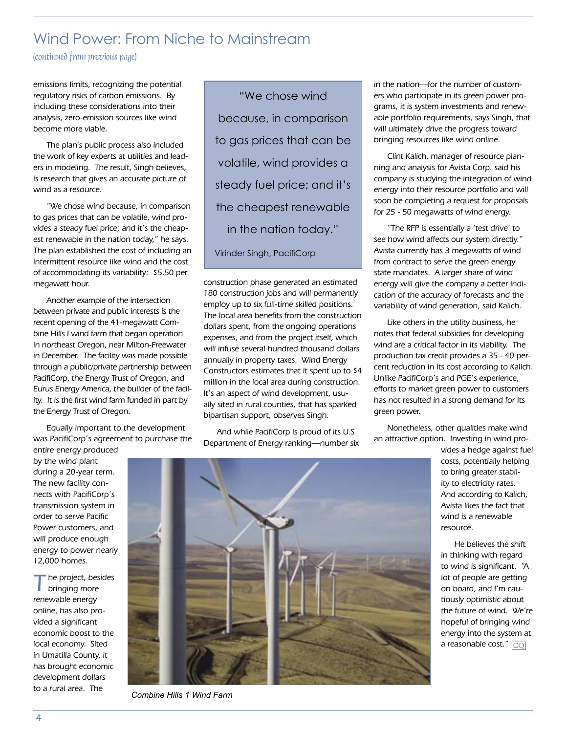## Wind Power: From Niche to Mainstream

*(continued from previous page)*

emissions limits, recognizing the potential regulatory risks of carbon emissions. By including these considerations into their analysis, zero-emission sources like wind become more viable.

The plan's public process also included the work of key experts at utilities and leaders in modeling. The result, Singh believes, is research that gives an accurate picture of wind as a resource.

"We chose wind because, in comparison to gas prices that can be volatile, wind provides a steady fuel price; and it's the cheapest renewable in the nation today," he says. The plan established the cost of including an intermittent resource like wind and the cost of accommodating its variability: $5.50 per megawatt hour.

Another example of the intersection between private and public interests is the recent opening of the 41-megawatt Combine Hills I wind farm that began operation in northeast Oregon, near Milton-Freewater in December. The facility was made possible through a public/private partnership between PacifiCorp, the Energy Trust of Oregon, and Eurus Energy America, the builder of the facility. It is the first wind farm funded in part by the Energy Trust of Oregon.

Equally important to the development was PacifiCorp's agreement to purchase the entire energy produced by the wind plant during a 20-year term. The new facility connects with PacifiCorp's transmission system in order to serve Pacific Power customers, and will produce enough energy to power nearly 12,000 homes.

> "We chose wind because, in comparison to gas prices that can be volatile, wind provides a steady fuel price; and it's the cheapest renewable in the nation today."
>
> Virinder Singh, PacifiCorp

The project, besides bringing more renewable energy online, has also provided a significant economic boost to the local economy. Sited in Umatilla County, it has brought economic development dollars to a rural area. The construction phase generated an estimated 180 construction jobs and will permanently employ up to six full-time skilled positions. The local area benefits from the construction dollars spent, from the ongoing operations expenses, and from the project itself, which will infuse several hundred thousand dollars annually in property taxes. Wind Energy Constructors estimates that it spent up to $4 million in the local area during construction. It's an aspect of wind development, usually sited in rural counties, that has sparked bipartisan support, observes Singh.

And while PacifiCorp is proud of its U.S Department of Energy ranking—number six in the nation—for the number of customers who participate in its green power programs, it is system investments and renewable portfolio requirements, says Singh, that will ultimately drive the progress toward bringing resources like wind online.

Clint Kalich, manager of resource planning and analysis for Avista Corp. said his company is studying the integration of wind energy into their resource portfolio and will soon be completing a request for proposals for 25 - 50 megawatts of wind energy.

"The RFP is essentially a 'test drive' to see how wind affects our system directly." Avista currently has 3 megawatts of wind from contract to serve the green energy state mandates. A larger share of wind energy will give the company a better indication of the accuracy of forecasts and the variability of wind generation, said Kalich.

Like others in the utility business, he notes that federal subsidies for developing wind are a critical factor in its viability. The production tax credit provides a 35 - 40 percent reduction in its cost according to Kalich. Unlike PacifiCorp's and PGE's experience, efforts to market green power to customers has not resulted in a strong demand for its green power.

Nonetheless, other qualities make wind an attractive option. Investing in wind provides a hedge against fuel costs, potentially helping to bring greater stability to electricity rates. And according to Kalich, Avista likes the fact that wind is a renewable resource.

He believes the shift in thinking with regard to wind is significant. "A lot of people are getting on board, and I'm cautiously optimistic about the future of wind. We're hopeful of bringing wind energy into the system at a reasonable cost." CQ

*Combine Hills 1 Wind Farm*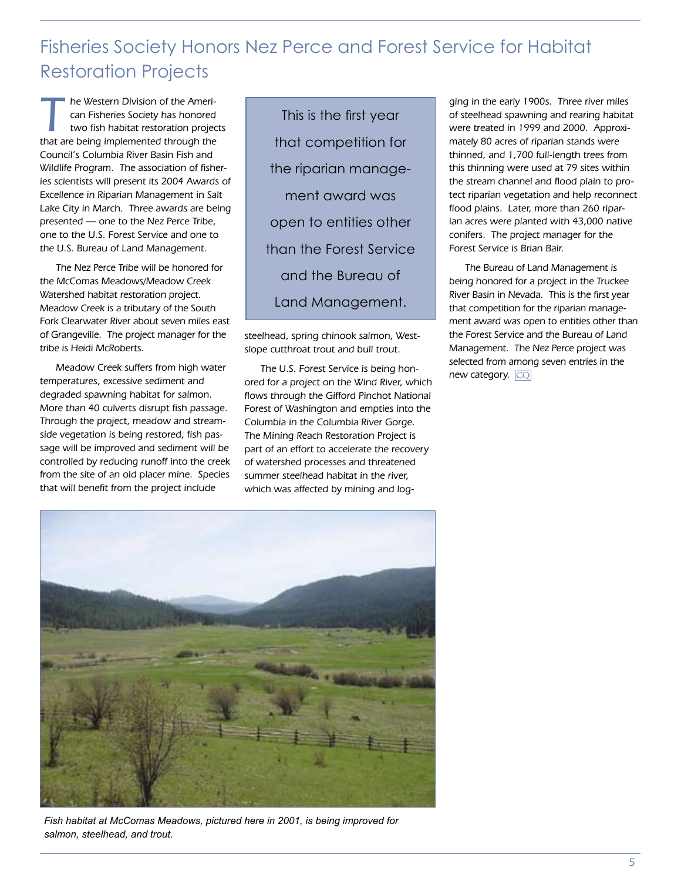# Fisheries Society Honors Nez Perce and Forest Service for Habitat Restoration Projects

The Western Division of the American Fisheries Society has honored two fish habitat restoration projects that are being implemented through the Council's Columbia River Basin Fish and Wildlife Program. The association of fisheries scientists will present its 2004 Awards of Excellence in Riparian Management in Salt Lake City in March. Three awards are being presented — one to the Nez Perce Tribe, one to the U.S. Forest Service and one to the U.S. Bureau of Land Management.

The Nez Perce Tribe will be honored for the McComas Meadows/Meadow Creek Watershed habitat restoration project. Meadow Creek is a tributary of the South Fork Clearwater River about seven miles east of Grangeville. The project manager for the tribe is Heidi McRoberts.

Meadow Creek suffers from high water temperatures, excessive sediment and degraded spawning habitat for salmon. More than 40 culverts disrupt fish passage. Through the project, meadow and streamside vegetation is being restored, fish passage will be improved and sediment will be controlled by reducing runoff into the creek from the site of an old placer mine. Species that will benefit from the project include steelhead, spring chinook salmon, Westslope cutthroat trout and bull trout.

> This is the first year that competition for the riparian management award was open to entities other than the Forest Service and the Bureau of Land Management.

The U.S. Forest Service is being honored for a project on the Wind River, which flows through the Gifford Pinchot National Forest of Washington and empties into the Columbia in the Columbia River Gorge. The Mining Reach Restoration Project is part of an effort to accelerate the recovery of watershed processes and threatened summer steelhead habitat in the river, which was affected by mining and logging in the early 1900s. Three river miles of steelhead spawning and rearing habitat were treated in 1999 and 2000. Approximately 80 acres of riparian stands were thinned, and 1,700 full-length trees from this thinning were used at 79 sites within the stream channel and flood plain to protect riparian vegetation and help reconnect flood plains. Later, more than 260 riparian acres were planted with 43,000 native conifers. The project manager for the Forest Service is Brian Bair.

The Bureau of Land Management is being honored for a project in the Truckee River Basin in Nevada. This is the first year that competition for the riparian management award was open to entities other than the Forest Service and the Bureau of Land Management. The Nez Perce project was selected from among seven entries in the new category. CQ

*Fish habitat at McComas Meadows, pictured here in 2001, is being improved for salmon, steelhead, and trout.*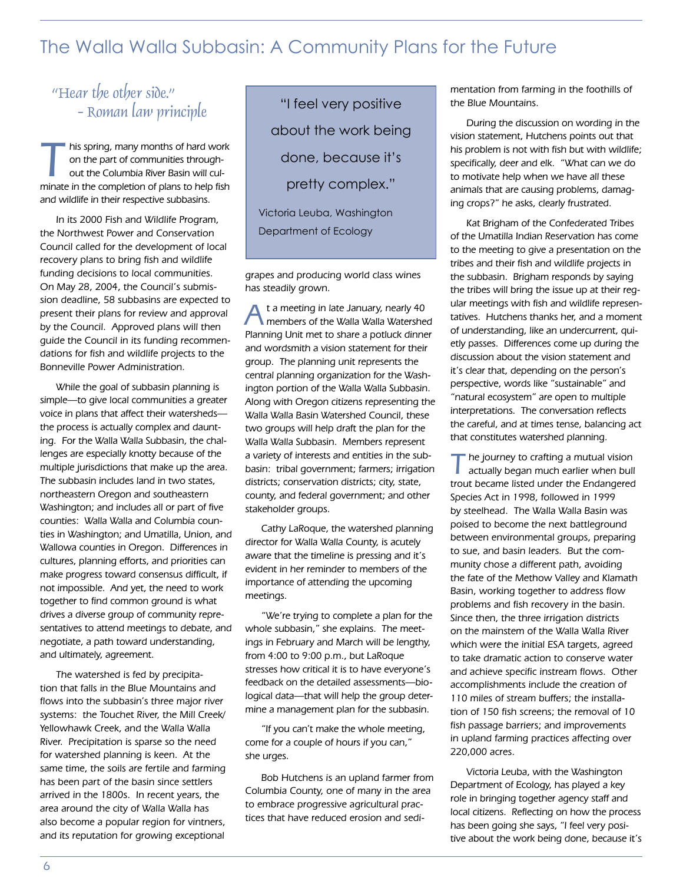# The Walla Walla Subbasin: A Community Plans for the Future

*"Hear the other side."*
*- Roman law principle*

This spring, many months of hard work on the part of communities throughout the Columbia River Basin will culminate in the completion of plans to help fish and wildlife in their respective subbasins.

In its 2000 Fish and Wildlife Program, the Northwest Power and Conservation Council called for the development of local recovery plans to bring fish and wildlife funding decisions to local communities. On May 28, 2004, the Council's submission deadline, 58 subbasins are expected to present their plans for review and approval by the Council. Approved plans will then guide the Council in its funding recommendations for fish and wildlife projects to the Bonneville Power Administration.

While the goal of subbasin planning is simple—to give local communities a greater voice in plans that affect their watersheds—the process is actually complex and daunting. For the Walla Walla Subbasin, the challenges are especially knotty because of the multiple jurisdictions that make up the area. The subbasin includes land in two states, northeastern Oregon and southeastern Washington; and includes all or part of five counties: Walla Walla and Columbia counties in Washington; and Umatilla, Union, and Wallowa counties in Oregon. Differences in cultures, planning efforts, and priorities can make progress toward consensus difficult, if not impossible. And yet, the need to work together to find common ground is what drives a diverse group of community representatives to attend meetings to debate, and negotiate, a path toward understanding, and ultimately, agreement.

The watershed is fed by precipitation that falls in the Blue Mountains and flows into the subbasin's three major river systems: the Touchet River, the Mill Creek/Yellowhawk Creek, and the Walla Walla River. Precipitation is sparse so the need for watershed planning is keen. At the same time, the soils are fertile and farming has been part of the basin since settlers arrived in the 1800s. In recent years, the area around the city of Walla Walla has also become a popular region for vintners, and its reputation for growing exceptional grapes and producing world class wines has steadily grown.

> "I feel very positive about the work being done, because it's pretty complex."
>
> Victoria Leuba, Washington Department of Ecology

At a meeting in late January, nearly 40 members of the Walla Walla Watershed Planning Unit met to share a potluck dinner and wordsmith a vision statement for their group. The planning unit represents the central planning organization for the Washington portion of the Walla Walla Subbasin. Along with Oregon citizens representing the Walla Walla Basin Watershed Council, these two groups will help draft the plan for the Walla Walla Subbasin. Members represent a variety of interests and entities in the subbasin: tribal government; farmers; irrigation districts; conservation districts; city, state, county, and federal government; and other stakeholder groups.

Cathy LaRoque, the watershed planning director for Walla Walla County, is acutely aware that the timeline is pressing and it's evident in her reminder to members of the importance of attending the upcoming meetings.

"We're trying to complete a plan for the whole subbasin," she explains. The meetings in February and March will be lengthy, from 4:00 to 9:00 p.m., but LaRoque stresses how critical it is to have everyone's feedback on the detailed assessments—biological data—that will help the group determine a management plan for the subbasin.

"If you can't make the whole meeting, come for a couple of hours if you can," she urges.

Bob Hutchens is an upland farmer from Columbia County, one of many in the area to embrace progressive agricultural practices that have reduced erosion and sedimentation from farming in the foothills of the Blue Mountains.

During the discussion on wording in the vision statement, Hutchens points out that his problem is not with fish but with wildlife; specifically, deer and elk. "What can we do to motivate help when we have all these animals that are causing problems, damaging crops?" he asks, clearly frustrated.

Kat Brigham of the Confederated Tribes of the Umatilla Indian Reservation has come to the meeting to give a presentation on the tribes and their fish and wildlife projects in the subbasin. Brigham responds by saying the tribes will bring the issue up at their regular meetings with fish and wildlife representatives. Hutchens thanks her, and a moment of understanding, like an undercurrent, quietly passes. Differences come up during the discussion about the vision statement and it's clear that, depending on the person's perspective, words like "sustainable" and "natural ecosystem" are open to multiple interpretations. The conversation reflects the careful, and at times tense, balancing act that constitutes watershed planning.

The journey to crafting a mutual vision actually began much earlier when bull trout became listed under the Endangered Species Act in 1998, followed in 1999 by steelhead. The Walla Walla Basin was poised to become the next battleground between environmental groups, preparing to sue, and basin leaders. But the community chose a different path, avoiding the fate of the Methow Valley and Klamath Basin, working together to address flow problems and fish recovery in the basin. Since then, the three irrigation districts on the mainstem of the Walla Walla River which were the initial ESA targets, agreed to take dramatic action to conserve water and achieve specific instream flows. Other accomplishments include the creation of 110 miles of stream buffers; the installation of 150 fish screens; the removal of 10 fish passage barriers; and improvements in upland farming practices affecting over 220,000 acres.

Victoria Leuba, with the Washington Department of Ecology, has played a key role in bringing together agency staff and local citizens. Reflecting on how the process has been going she says, "I feel very positive about the work being done, because it's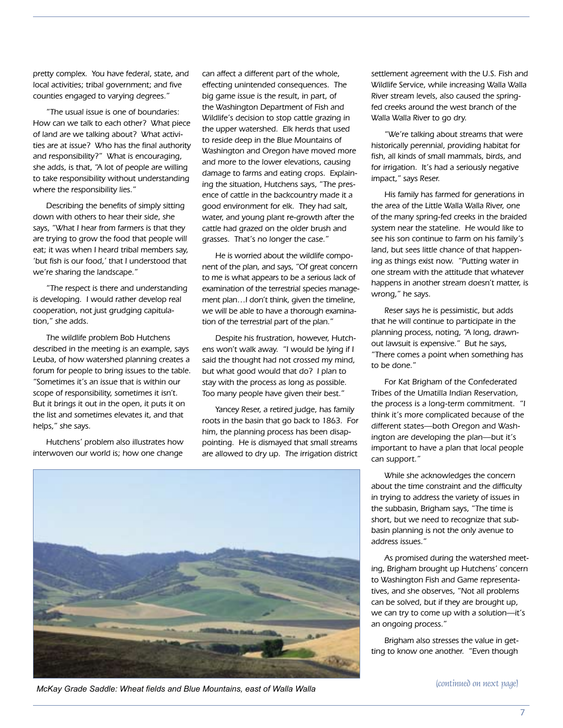pretty complex. You have federal, state, and local activities; tribal government; and five counties engaged to varying degrees."

"The usual issue is one of boundaries: How can we talk to each other? What piece of land are we talking about? What activities are at issue? Who has the final authority and responsibility?" What is encouraging, she adds, is that, "A lot of people are willing to take responsibility without understanding where the responsibility lies."

Describing the benefits of simply sitting down with others to hear their side, she says, "What I hear from farmers is that they are trying to grow the food that people will eat; it was when I heard tribal members say, 'but fish is our food,' that I understood that we're sharing the landscape."

"The respect is there and understanding is developing. I would rather develop real cooperation, not just grudging capitulation," she adds.

The wildlife problem Bob Hutchens described in the meeting is an example, says Leuba, of how watershed planning creates a forum for people to bring issues to the table. "Sometimes it's an issue that is within our scope of responsibility, sometimes it isn't. But it brings it out in the open, it puts it on the list and sometimes elevates it, and that helps," she says.

Hutchens' problem also illustrates how interwoven our world is; how one change can affect a different part of the whole, effecting unintended consequences. The big game issue is the result, in part, of the Washington Department of Fish and Wildlife's decision to stop cattle grazing in the upper watershed. Elk herds that used to reside deep in the Blue Mountains of Washington and Oregon have moved more and more to the lower elevations, causing damage to farms and eating crops. Explaining the situation, Hutchens says, "The presence of cattle in the backcountry made it a good environment for elk. They had salt, water, and young plant re-growth after the cattle had grazed on the older brush and grasses. That's no longer the case."

He is worried about the wildlife component of the plan, and says, "Of great concern to me is what appears to be a serious lack of examination of the terrestrial species management plan…I don't think, given the timeline, we will be able to have a thorough examination of the terrestrial part of the plan."

Despite his frustration, however, Hutchens won't walk away. "I would be lying if I said the thought had not crossed my mind, but what good would that do? I plan to stay with the process as long as possible. Too many people have given their best."

Yancey Reser, a retired judge, has family roots in the basin that go back to 1863. For him, the planning process has been disappointing. He is dismayed that small streams are allowed to dry up. The irrigation district settlement agreement with the U.S. Fish and Wildlife Service, while increasing Walla Walla River stream levels, also caused the spring-fed creeks around the west branch of the Walla Walla River to go dry.

"We're talking about streams that were historically perennial, providing habitat for fish, all kinds of small mammals, birds, and for irrigation. It's had a seriously negative impact," says Reser.

His family has farmed for generations in the area of the Little Walla Walla River, one of the many spring-fed creeks in the braided system near the stateline. He would like to see his son continue to farm on his family's land, but sees little chance of that happening as things exist now. "Putting water in one stream with the attitude that whatever happens in another stream doesn't matter, is wrong," he says.

Reser says he is pessimistic, but adds that he will continue to participate in the planning process, noting, "A long, drawn-out lawsuit is expensive." But he says, "There comes a point when something has to be done."

For Kat Brigham of the Confederated Tribes of the Umatilla Indian Reservation, the process is a long-term commitment. "I think it's more complicated because of the different states—both Oregon and Washington are developing the plan—but it's important to have a plan that local people can support."

While she acknowledges the concern about the time constraint and the difficulty in trying to address the variety of issues in the subbasin, Brigham says, "The time is short, but we need to recognize that subbasin planning is not the only avenue to address issues."

As promised during the watershed meeting, Brigham brought up Hutchens' concern to Washington Fish and Game representatives, and she observes, "Not all problems can be solved, but if they are brought up, we can try to come up with a solution—it's an ongoing process."

Brigham also stresses the value in getting to know one another. "Even though

*McKay Grade Saddle: Wheat fields and Blue Mountains, east of Walla Walla*

*(continued on next page)*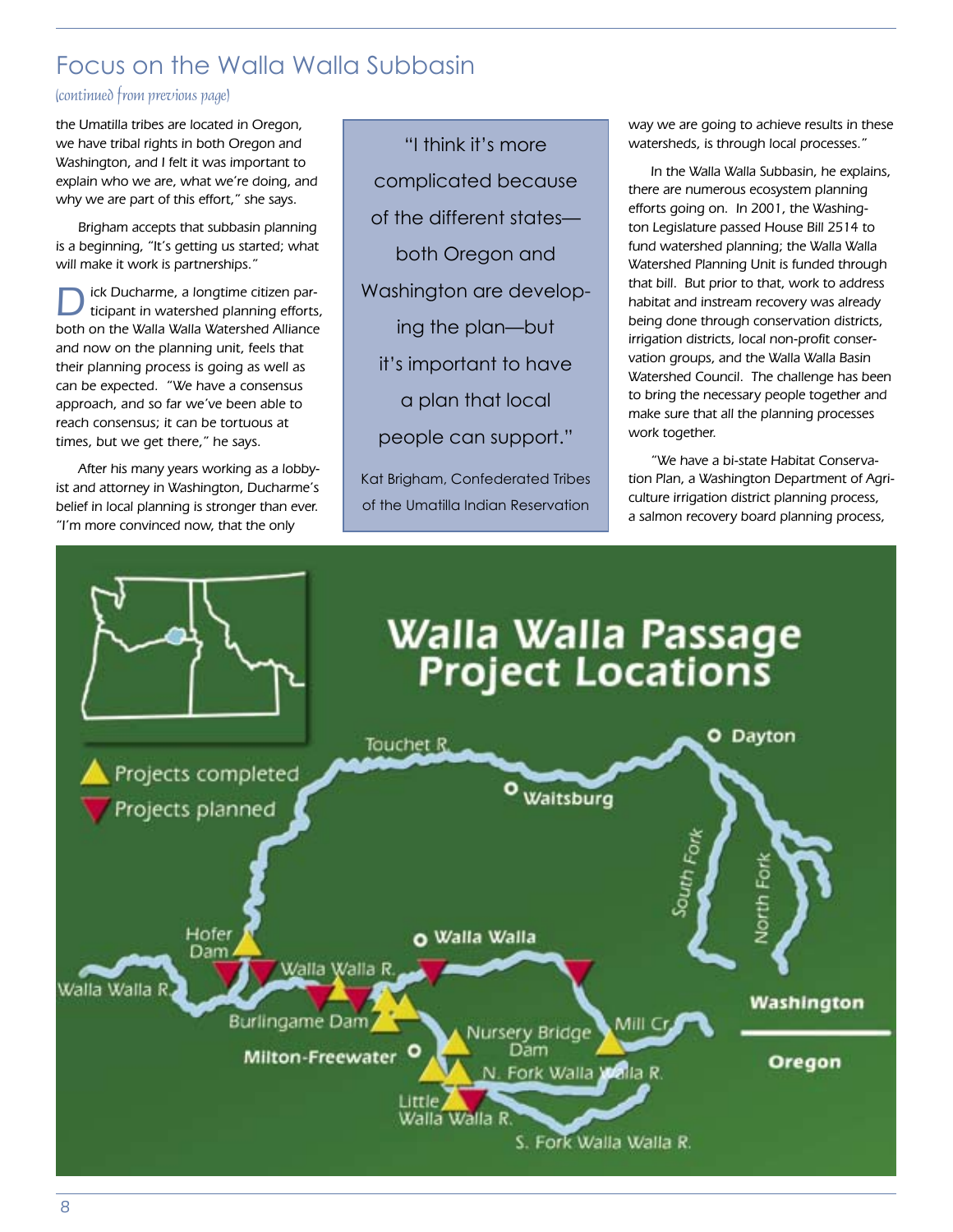## Focus on the Walla Walla Subbasin

*(continued from previous page)*

the Umatilla tribes are located in Oregon, we have tribal rights in both Oregon and Washington, and I felt it was important to explain who we are, what we're doing, and why we are part of this effort," she says.

Brigham accepts that subbasin planning is a beginning, "It's getting us started; what will make it work is partnerships."

Dick Ducharme, a longtime citizen participant in watershed planning efforts, both on the Walla Walla Watershed Alliance and now on the planning unit, feels that their planning process is going as well as can be expected. "We have a consensus approach, and so far we've been able to reach consensus; it can be tortuous at times, but we get there," he says.

After his many years working as a lobbyist and attorney in Washington, Ducharme's belief in local planning is stronger than ever. "I'm more convinced now, that the only way we are going to achieve results in these watersheds, is through local processes."

> "I think it's more complicated because of the different states—both Oregon and Washington are developing the plan—but it's important to have a plan that local people can support."
>
> Kat Brigham, Confederated Tribes of the Umatilla Indian Reservation

In the Walla Walla Subbasin, he explains, there are numerous ecosystem planning efforts going on. In 2001, the Washington Legislature passed House Bill 2514 to fund watershed planning; the Walla Walla Watershed Planning Unit is funded through that bill. But prior to that, work to address habitat and instream recovery was already being done through conservation districts, irrigation districts, local non-profit conservation groups, and the Walla Walla Basin Watershed Council. The challenge has been to bring the necessary people together and make sure that all the planning processes work together.

"We have a bi-state Habitat Conservation Plan, a Washington Department of Agriculture irrigation district planning process, a salmon recovery board planning process,

**Walla Walla Passage Project Locations**

Projects completed
Projects planned

Touchet R. · Dayton · Waitsburg · South Fork · North Fork · Hofer Dam · Walla Walla · Walla Walla R. · Burlingame Dam · Milton-Freewater · Nursery Bridge Dam · Mill Cr. · N. Fork Walla Walla R. · Little Walla Walla R. · S. Fork Walla Walla R. · Washington · Oregon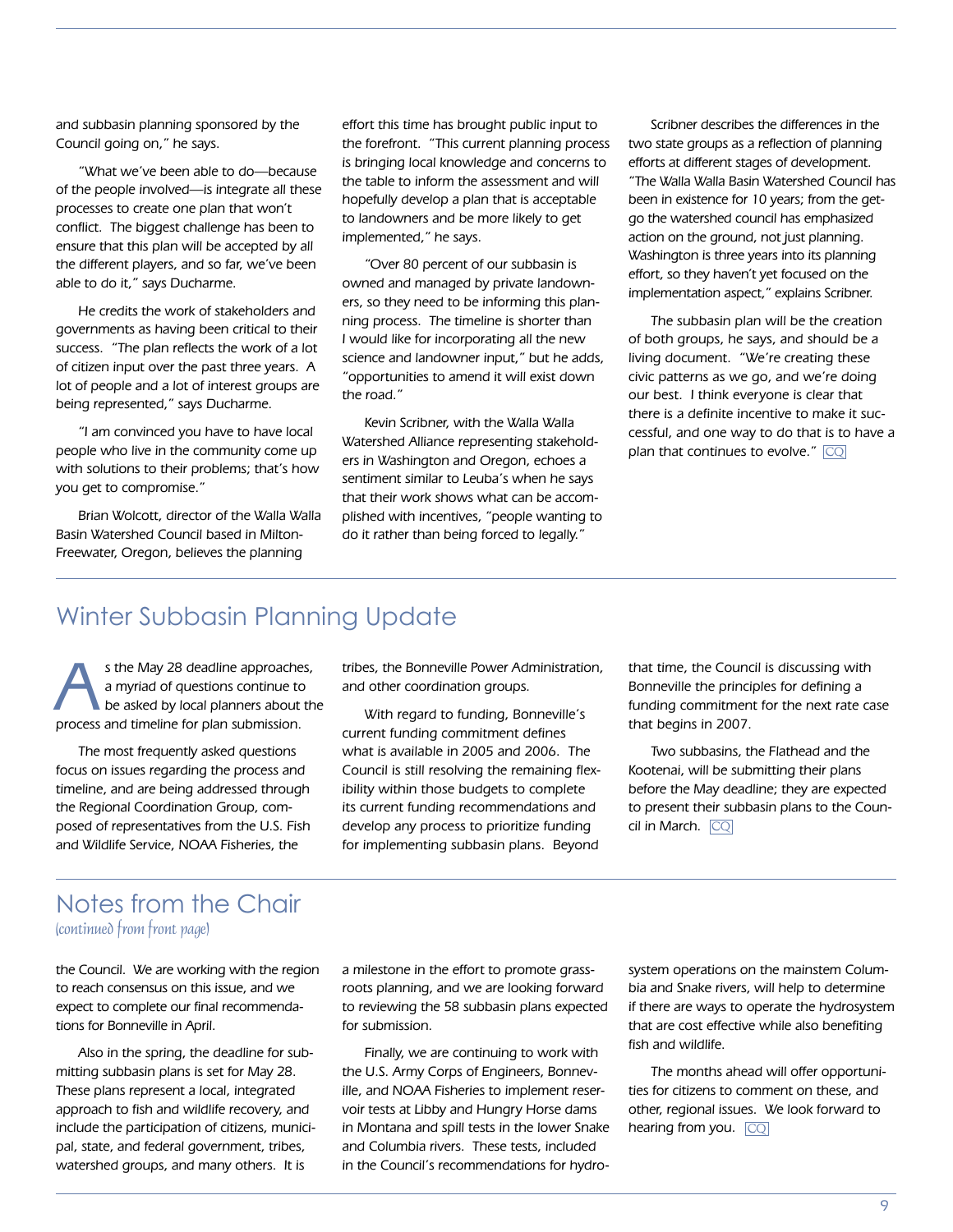and subbasin planning sponsored by the Council going on," he says.

"What we've been able to do—because of the people involved—is integrate all these processes to create one plan that won't conflict. The biggest challenge has been to ensure that this plan will be accepted by all the different players, and so far, we've been able to do it," says Ducharme.

He credits the work of stakeholders and governments as having been critical to their success. "The plan reflects the work of a lot of citizen input over the past three years. A lot of people and a lot of interest groups are being represented," says Ducharme.

"I am convinced you have to have local people who live in the community come up with solutions to their problems; that's how you get to compromise."

Brian Wolcott, director of the Walla Walla Basin Watershed Council based in Milton-Freewater, Oregon, believes the planning effort this time has brought public input to the forefront. "This current planning process is bringing local knowledge and concerns to the table to inform the assessment and will hopefully develop a plan that is acceptable to landowners and be more likely to get implemented," he says.

"Over 80 percent of our subbasin is owned and managed by private landowners, so they need to be informing this planning process. The timeline is shorter than I would like for incorporating all the new science and landowner input," but he adds, "opportunities to amend it will exist down the road."

Kevin Scribner, with the Walla Walla Watershed Alliance representing stakeholders in Washington and Oregon, echoes a sentiment similar to Leuba's when he says that their work shows what can be accomplished with incentives, "people wanting to do it rather than being forced to legally."

Scribner describes the differences in the two state groups as a reflection of planning efforts at different stages of development. "The Walla Walla Basin Watershed Council has been in existence for 10 years; from the get-go the watershed council has emphasized action on the ground, not just planning. Washington is three years into its planning effort, so they haven't yet focused on the implementation aspect," explains Scribner.

The subbasin plan will be the creation of both groups, he says, and should be a living document. "We're creating these civic patterns as we go, and we're doing our best. I think everyone is clear that there is a definite incentive to make it successful, and one way to do that is to have a plan that continues to evolve." CQ

## Winter Subbasin Planning Update

As the May 28 deadline approaches, a myriad of questions continue to be asked by local planners about the process and timeline for plan submission.

The most frequently asked questions focus on issues regarding the process and timeline, and are being addressed through the Regional Coordination Group, composed of representatives from the U.S. Fish and Wildlife Service, NOAA Fisheries, the tribes, the Bonneville Power Administration, and other coordination groups.

With regard to funding, Bonneville's current funding commitment defines what is available in 2005 and 2006. The Council is still resolving the remaining flexibility within those budgets to complete its current funding recommendations and develop any process to prioritize funding for implementing subbasin plans. Beyond that time, the Council is discussing with Bonneville the principles for defining a funding commitment for the next rate case that begins in 2007.

Two subbasins, the Flathead and the Kootenai, will be submitting their plans before the May deadline; they are expected to present their subbasin plans to the Council in March. CQ

## Notes from the Chair

*(continued from front page)*

the Council. We are working with the region to reach consensus on this issue, and we expect to complete our final recommendations for Bonneville in April.

Also in the spring, the deadline for submitting subbasin plans is set for May 28. These plans represent a local, integrated approach to fish and wildlife recovery, and include the participation of citizens, municipal, state, and federal government, tribes, watershed groups, and many others. It is a milestone in the effort to promote grassroots planning, and we are looking forward to reviewing the 58 subbasin plans expected for submission.

Finally, we are continuing to work with the U.S. Army Corps of Engineers, Bonneville, and NOAA Fisheries to implement reservoir tests at Libby and Hungry Horse dams in Montana and spill tests in the lower Snake and Columbia rivers. These tests, included in the Council's recommendations for hydrosystem operations on the mainstem Columbia and Snake rivers, will help to determine if there are ways to operate the hydrosystem that are cost effective while also benefiting fish and wildlife.

The months ahead will offer opportunities for citizens to comment on these, and other, regional issues. We look forward to hearing from you. CQ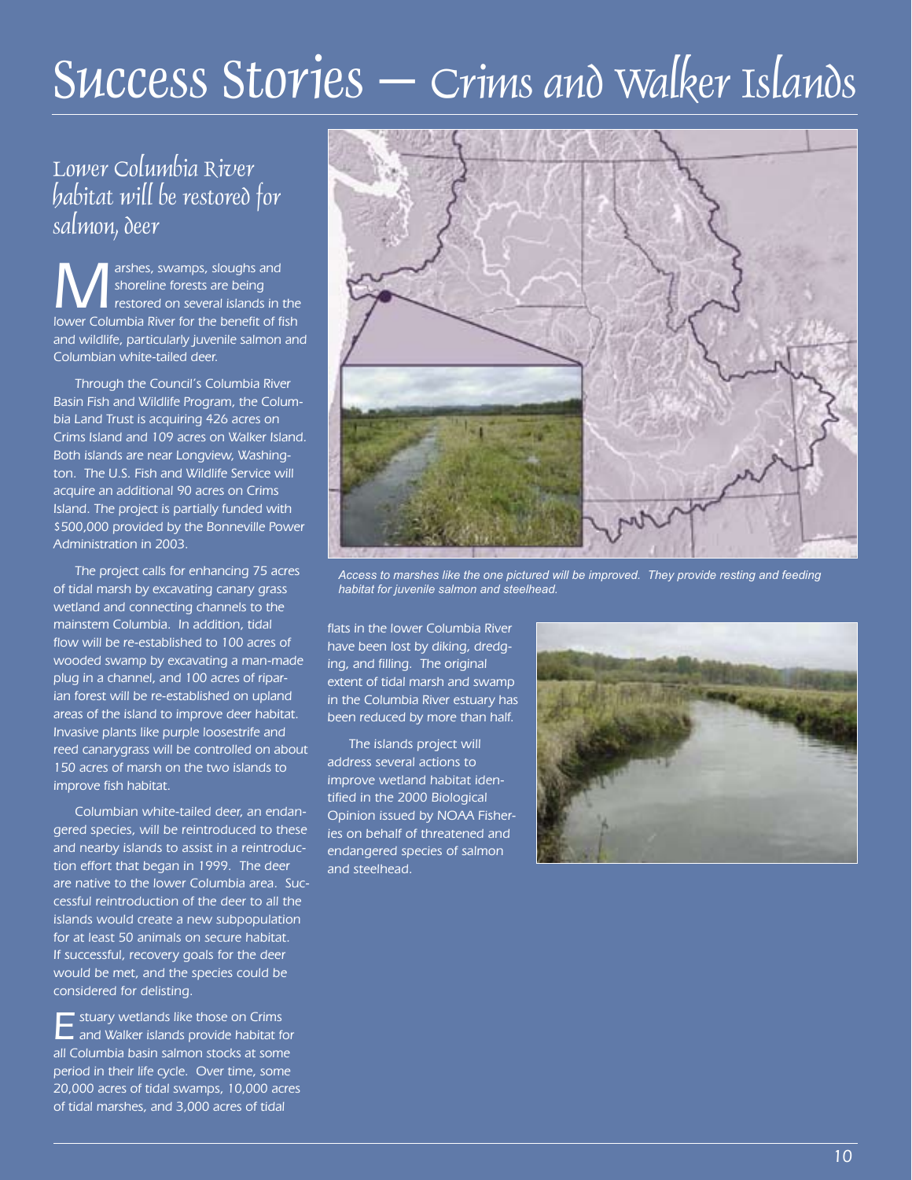# Success Stories — Crims and Walker Islands

## Lower Columbia River habitat will be restored for salmon, deer

Marshes, swamps, sloughs and shoreline forests are being restored on several islands in the lower Columbia River for the benefit of fish and wildlife, particularly juvenile salmon and Columbian white-tailed deer.

Through the Council's Columbia River Basin Fish and Wildlife Program, the Columbia Land Trust is acquiring 426 acres on Crims Island and 109 acres on Walker Island. Both islands are near Longview, Washington. The U.S. Fish and Wildlife Service will acquire an additional 90 acres on Crims Island. The project is partially funded with $500,000 provided by the Bonneville Power Administration in 2003.

The project calls for enhancing 75 acres of tidal marsh by excavating canary grass wetland and connecting channels to the mainstem Columbia. In addition, tidal flow will be re-established to 100 acres of wooded swamp by excavating a man-made plug in a channel, and 100 acres of riparian forest will be re-established on upland areas of the island to improve deer habitat. Invasive plants like purple loosestrife and reed canarygrass will be controlled on about 150 acres of marsh on the two islands to improve fish habitat.

Columbian white-tailed deer, an endangered species, will be reintroduced to these and nearby islands to assist in a reintroduction effort that began in 1999. The deer are native to the lower Columbia area. Successful reintroduction of the deer to all the islands would create a new subpopulation for at least 50 animals on secure habitat. If successful, recovery goals for the deer would be met, and the species could be considered for delisting.

Estuary wetlands like those on Crims and Walker islands provide habitat for all Columbia basin salmon stocks at some period in their life cycle. Over time, some 20,000 acres of tidal swamps, 10,000 acres of tidal marshes, and 3,000 acres of tidal flats in the lower Columbia River have been lost by diking, dredging, and filling. The original extent of tidal marsh and swamp in the Columbia River estuary has been reduced by more than half.

The islands project will address several actions to improve wetland habitat identified in the 2000 Biological Opinion issued by NOAA Fisheries on behalf of threatened and endangered species of salmon and steelhead.

*Access to marshes like the one pictured will be improved. They provide resting and feeding habitat for juvenile salmon and steelhead.*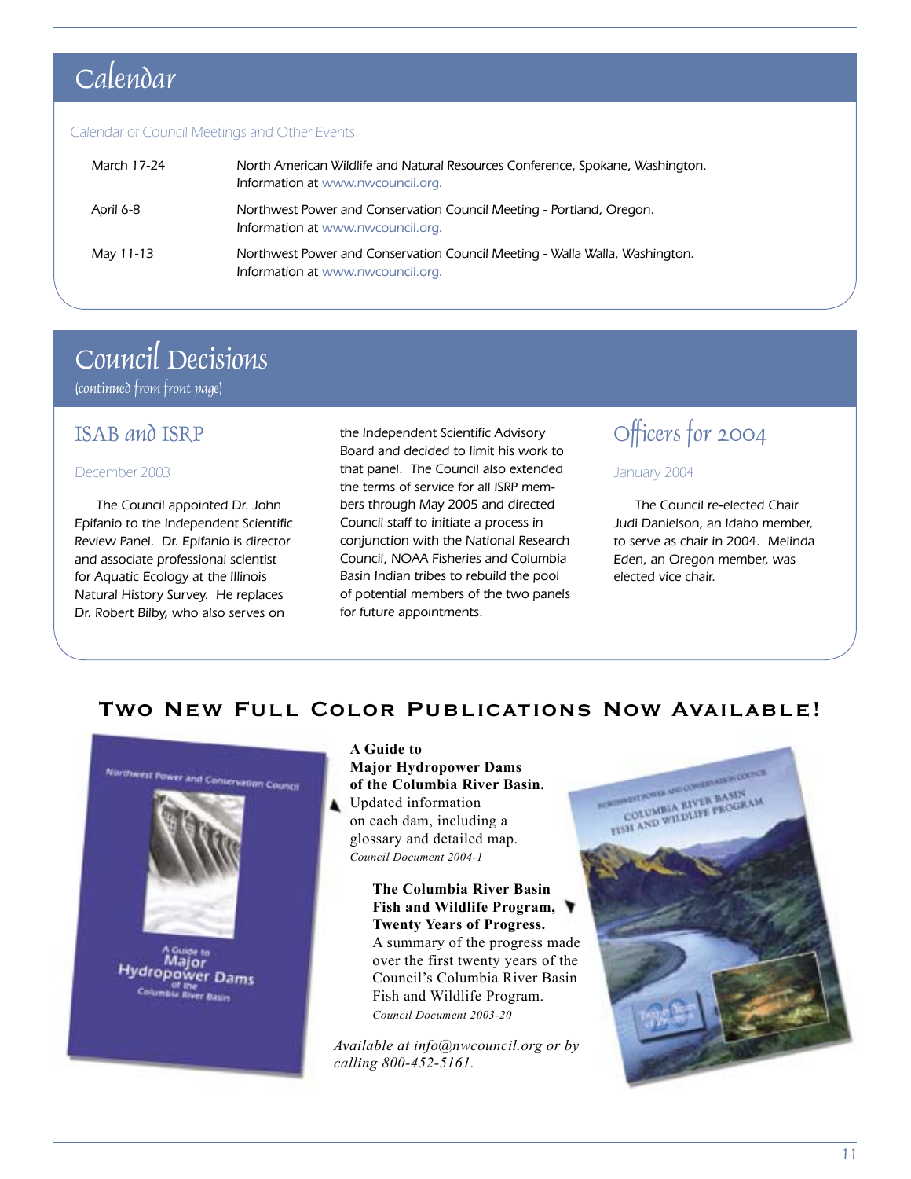# Calendar

Calendar of Council Meetings and Other Events:

| | |
|---|---|
| March 17-24 | North American Wildlife and Natural Resources Conference, Spokane, Washington. Information at www.nwcouncil.org. |
| April 6-8 | Northwest Power and Conservation Council Meeting - Portland, Oregon. Information at www.nwcouncil.org. |
| May 11-13 | Northwest Power and Conservation Council Meeting - Walla Walla, Washington. Information at www.nwcouncil.org. |

# Council Decisions

(continued from front page)

## ISAB and ISRP

December 2003

The Council appointed Dr. John Epifanio to the Independent Scientific Review Panel. Dr. Epifanio is director and associate professional scientist for Aquatic Ecology at the Illinois Natural History Survey. He replaces Dr. Robert Bilby, who also serves on the Independent Scientific Advisory Board and decided to limit his work to that panel. The Council also extended the terms of service for all ISRP members through May 2005 and directed Council staff to initiate a process in conjunction with the National Research Council, NOAA Fisheries and Columbia Basin Indian tribes to rebuild the pool of potential members of the two panels for future appointments.

## Officers for 2004

January 2004

The Council re-elected Chair Judi Danielson, an Idaho member, to serve as chair in 2004. Melinda Eden, an Oregon member, was elected vice chair.

# Two New Full Color Publications Now Available!

**A Guide to Major Hydropower Dams of the Columbia River Basin.** Updated information on each dam, including a glossary and detailed map.
*Council Document 2004-1*

**The Columbia River Basin Fish and Wildlife Program, Twenty Years of Progress.** A summary of the progress made over the first twenty years of the Council's Columbia River Basin Fish and Wildlife Program.
*Council Document 2003-20*

*Available at info@nwcouncil.org or by calling 800-452-5161.*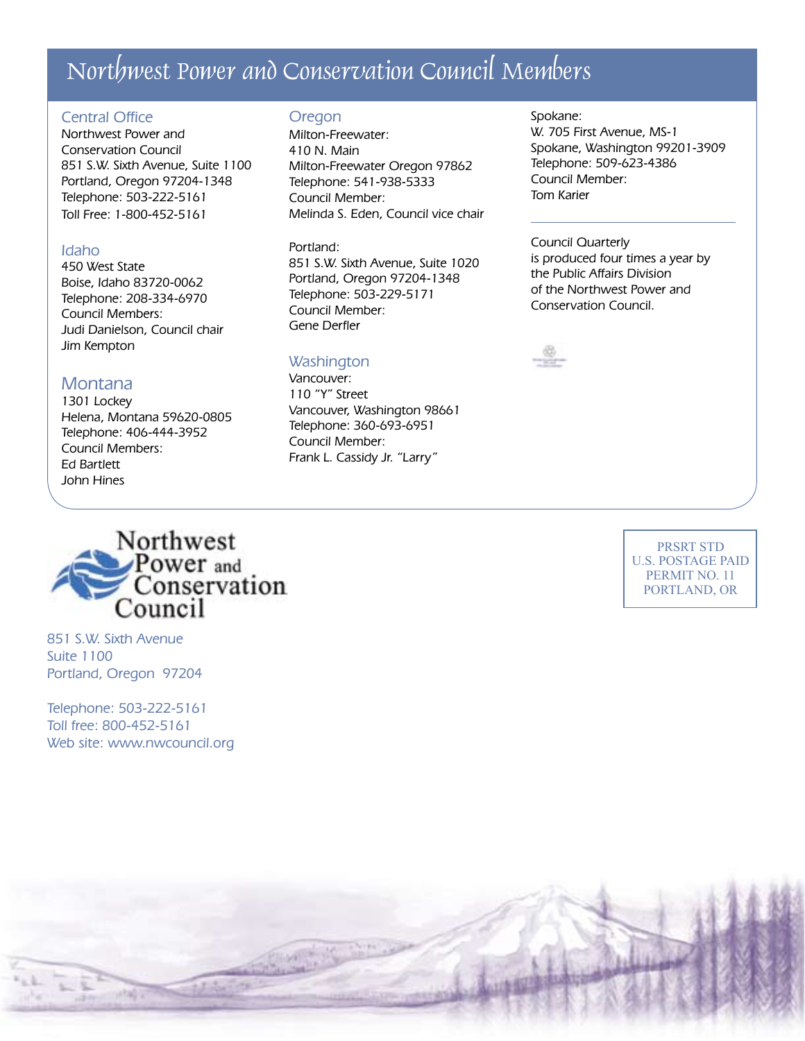# Northwest Power and Conservation Council Members

## Central Office

Northwest Power and
Conservation Council
851 S.W. Sixth Avenue, Suite 1100
Portland, Oregon 97204-1348
Telephone: 503-222-5161
Toll Free: 1-800-452-5161

## Idaho

450 West State
Boise, Idaho 83720-0062
Telephone: 208-334-6970
Council Members:
Judi Danielson, Council chair
Jim Kempton

## Montana

1301 Lockey
Helena, Montana 59620-0805
Telephone: 406-444-3952
Council Members:
Ed Bartlett
John Hines

## Oregon

Milton-Freewater:
410 N. Main
Milton-Freewater Oregon 97862
Telephone: 541-938-5333
Council Member:
Melinda S. Eden, Council vice chair

Portland:
851 S.W. Sixth Avenue, Suite 1020
Portland, Oregon 97204-1348
Telephone: 503-229-5171
Council Member:
Gene Derfler

## Washington

Vancouver:
110 "Y" Street
Vancouver, Washington 98661
Telephone: 360-693-6951
Council Member:
Frank L. Cassidy Jr. "Larry"

Spokane:
W. 705 First Avenue, MS-1
Spokane, Washington 99201-3909
Telephone: 509-623-4386
Council Member:
Tom Karier

---

Council Quarterly
is produced four times a year by
the Public Affairs Division
of the Northwest Power and
Conservation Council.

Northwest Power and Conservation Council

851 S.W. Sixth Avenue
Suite 1100
Portland, Oregon 97204

Telephone: 503-222-5161
Toll free: 800-452-5161
Web site: www.nwcouncil.org

PRSRT STD
U.S. POSTAGE PAID
PERMIT NO. 11
PORTLAND, OR